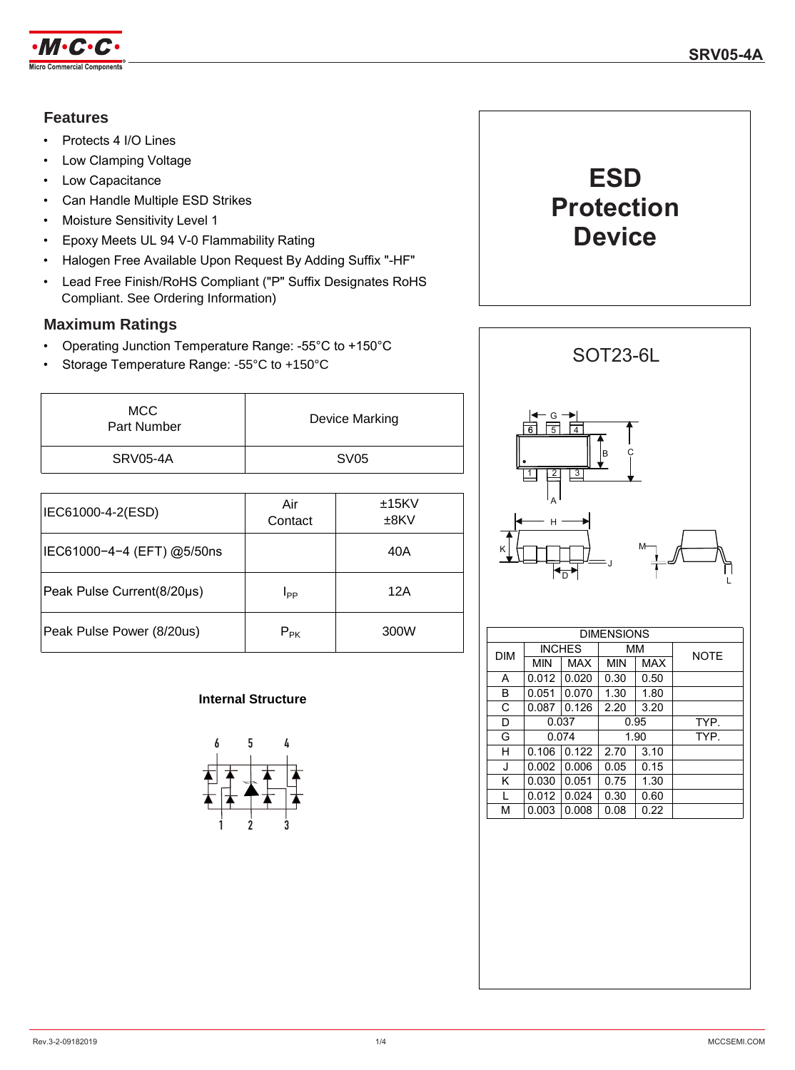# SRV05-4A

## Features

- Protects 4 I/O Lines
- Low Clamping Voltage
- Low Capacitance
- Can Handle Multiple ESD Strikes
- Moisture Sensitivity Level 1
- Epoxy Meets UL 94 V-0 Flammability Rating
- Halogen Free Available Upon Request By Adding Suffix "-HF"
- Lead Free Finish/RoHS Compliant ("P" Suffix Designates RoHS Compliant. See Ordering Information)

## Maximum Ratings

- Operating Junction Temperature Range: -55°C to +150°C
- Storage Temperature Range: -55°C to +150°C

| MCC Part Number | Device Marking |
|---|---|
| SRV05-4A | SV05 |

| | | |
|---|---|---|
| IEC61000-4-2(ESD) | Air Contact | ±15KV ±8KV |
| IEC61000−4−4 (EFT) @5/50ns | | 40A |
| Peak Pulse Current(8/20μs) | $I_{PP}$ | 12A |
| Peak Pulse Power (8/20us) | $P_{PK}$ | 300W |

### Internal Structure

# ESD Protection Device

## SOT23-6L

| DIM | INCHES | | MM | | NOTE |
|---|---|---|---|---|---|
| | MIN | MAX | MIN | MAX | |
| A | 0.012 | 0.020 | 0.30 | 0.50 | |
| B | 0.051 | 0.070 | 1.30 | 1.80 | |
| C | 0.087 | 0.126 | 2.20 | 3.20 | |
| D | 0.037 | | 0.95 | | TYP. |
| G | 0.074 | | 1.90 | | TYP. |
| H | 0.106 | 0.122 | 2.70 | 3.10 | |
| J | 0.002 | 0.006 | 0.05 | 0.15 | |
| K | 0.030 | 0.051 | 0.75 | 1.30 | |
| L | 0.012 | 0.024 | 0.30 | 0.60 | |
| M | 0.003 | 0.008 | 0.08 | 0.22 | |

Rev.3-2-09182019

MCCSEMI.COM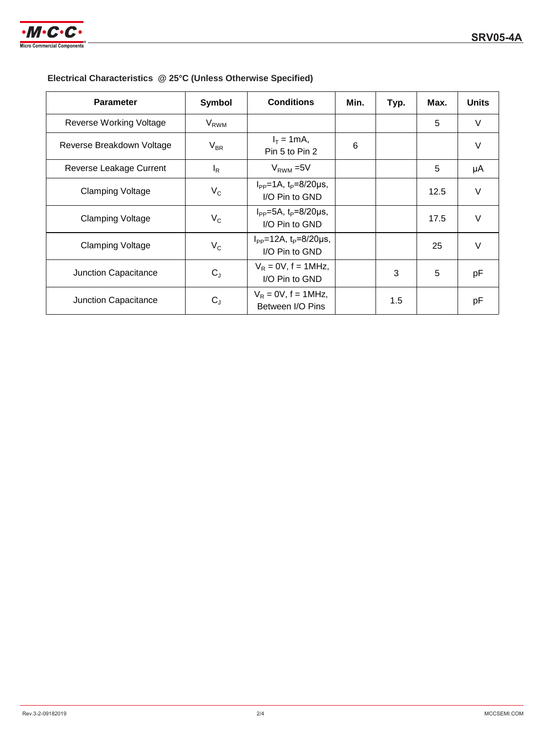**Electrical Characteristics @ 25°C (Unless Otherwise Specified)**

| Parameter | Symbol | Conditions | Min. | Typ. | Max. | Units |
|---|---|---|---|---|---|---|
| Reverse Working Voltage | $V_{RWM}$ | | | | 5 | V |
| Reverse Breakdown Voltage | $V_{BR}$ | $I_T$ = 1mA, Pin 5 to Pin 2 | 6 | | | V |
| Reverse Leakage Current | $I_R$ | $V_{RWM}$ =5V | | | 5 | μA |
| Clamping Voltage | $V_C$ | $I_{PP}$=1A, $t_P$=8/20μs, I/O Pin to GND | | | 12.5 | V |
| Clamping Voltage | $V_C$ | $I_{PP}$=5A, $t_P$=8/20μs, I/O Pin to GND | | | 17.5 | V |
| Clamping Voltage | $V_C$ | $I_{PP}$=12A, $t_P$=8/20μs, I/O Pin to GND | | | 25 | V |
| Junction Capacitance | $C_J$ | $V_R$ = 0V, f = 1MHz, I/O Pin to GND | | 3 | 5 | pF |
| Junction Capacitance | $C_J$ | $V_R$ = 0V, f = 1MHz, Between I/O Pins | | 1.5 | | pF |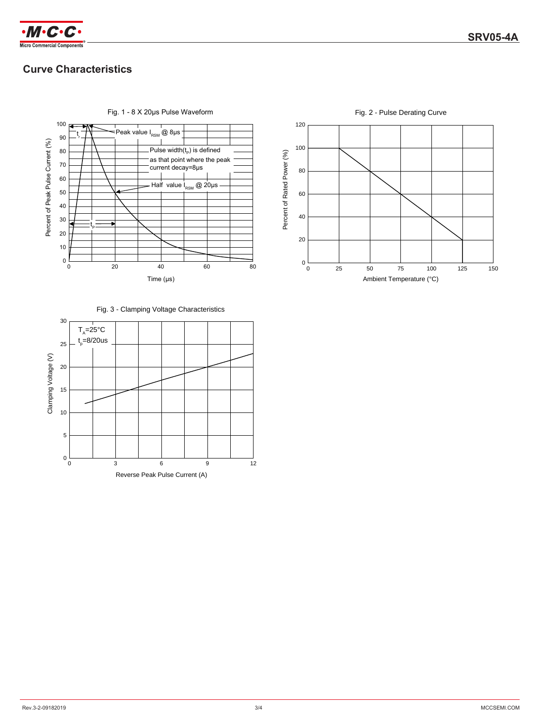## Curve Characteristics

Fig. 1 - 8 X 20μs Pulse Waveform

Peak value $I_{RSM}$ @ 8μs

Pulse width($t_p$) is defined as that point where the peak current decay=8μs

Half value $I_{RSM}$ @ 20μs

$t_r$

$t_p$

Percent of Peak Pulse Current (%)

Time (μs)

Fig. 2 - Pulse Derating Curve

Percent of Rated Power (%)

Ambient Temperature (°C)

Fig. 3 - Clamping Voltage Characteristics

$T_A$=25°C

$t_p$=8/20us

Clamping Voltage (V)

Reverse Peak Pulse Current (A)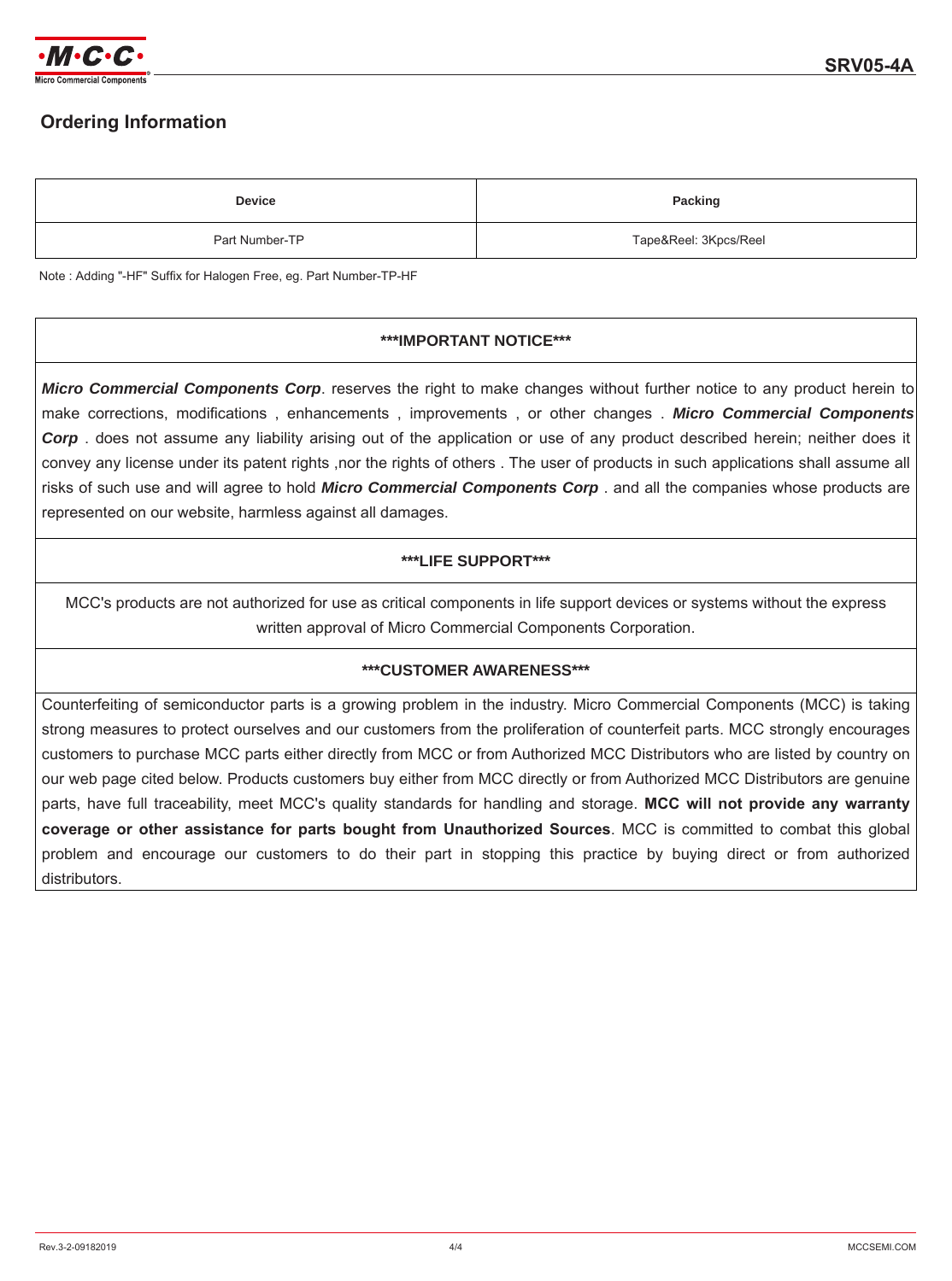## Ordering Information

| Device | Packing |
|---|---|
| Part Number-TP | Tape&Reel: 3Kpcs/Reel |

Note : Adding "-HF" Suffix for Halogen Free, eg. Part Number-TP-HF

**\*\*\*IMPORTANT NOTICE\*\*\***

***Micro Commercial Components Corp***. reserves the right to make changes without further notice to any product herein to make corrections, modifications , enhancements , improvements , or other changes . ***Micro Commercial Components Corp*** . does not assume any liability arising out of the application or use of any product described herein; neither does it convey any license under its patent rights ,nor the rights of others . The user of products in such applications shall assume all risks of such use and will agree to hold ***Micro Commercial Components Corp*** . and all the companies whose products are represented on our website, harmless against all damages.

**\*\*\*LIFE SUPPORT\*\*\***

MCC's products are not authorized for use as critical components in life support devices or systems without the express written approval of Micro Commercial Components Corporation.

**\*\*\*CUSTOMER AWARENESS\*\*\***

Counterfeiting of semiconductor parts is a growing problem in the industry. Micro Commercial Components (MCC) is taking strong measures to protect ourselves and our customers from the proliferation of counterfeit parts. MCC strongly encourages customers to purchase MCC parts either directly from MCC or from Authorized MCC Distributors who are listed by country on our web page cited below. Products customers buy either from MCC directly or from Authorized MCC Distributors are genuine parts, have full traceability, meet MCC's quality standards for handling and storage. **MCC will not provide any warranty coverage or other assistance for parts bought from Unauthorized Sources**. MCC is committed to combat this global problem and encourage our customers to do their part in stopping this practice by buying direct or from authorized distributors.